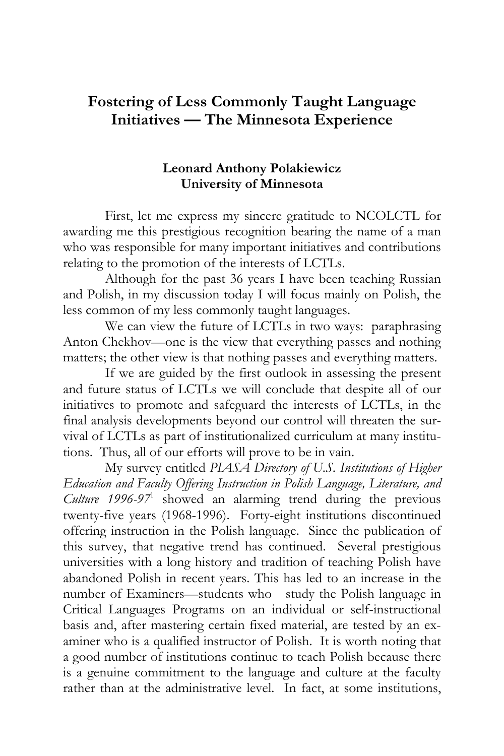# Fostering of Less Commonly Taught Language Initiatives — The Minnesota Experience

**Leonard Anthony Polakiewicz**
**University of Minnesota**

First, let me express my sincere gratitude to NCOLCTL for awarding me this prestigious recognition bearing the name of a man who was responsible for many important initiatives and contributions relating to the promotion of the interests of LCTLs.

Although for the past 36 years I have been teaching Russian and Polish, in my discussion today I will focus mainly on Polish, the less common of my less commonly taught languages.

We can view the future of LCTLs in two ways: paraphrasing Anton Chekhov—one is the view that everything passes and nothing matters; the other view is that nothing passes and everything matters.

If we are guided by the first outlook in assessing the present and future status of LCTLs we will conclude that despite all of our initiatives to promote and safeguard the interests of LCTLs, in the final analysis developments beyond our control will threaten the survival of LCTLs as part of institutionalized curriculum at many institutions. Thus, all of our efforts will prove to be in vain.

My survey entitled *PIASA Directory of U.S. Institutions of Higher Education and Faculty Offering Instruction in Polish Language, Literature, and Culture 1996-97*[1] showed an alarming trend during the previous twenty-five years (1968-1996). Forty-eight institutions discontinued offering instruction in the Polish language. Since the publication of this survey, that negative trend has continued. Several prestigious universities with a long history and tradition of teaching Polish have abandoned Polish in recent years. This has led to an increase in the number of Examiners—students who study the Polish language in Critical Languages Programs on an individual or self-instructional basis and, after mastering certain fixed material, are tested by an examiner who is a qualified instructor of Polish. It is worth noting that a good number of institutions continue to teach Polish because there is a genuine commitment to the language and culture at the faculty rather than at the administrative level. In fact, at some institutions,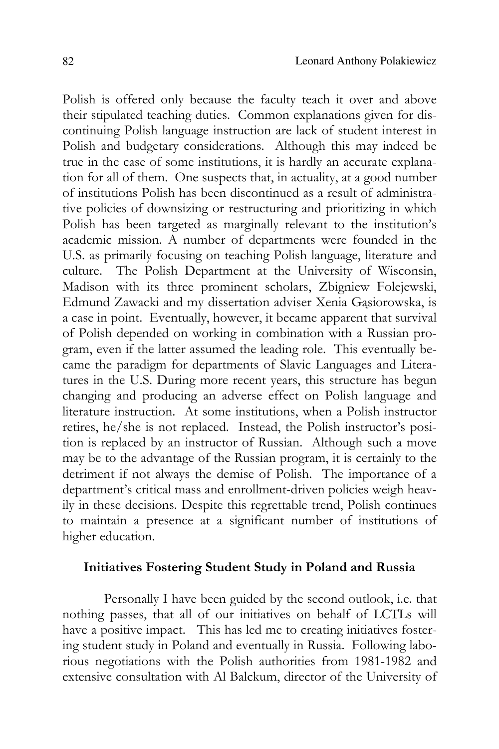Polish is offered only because the faculty teach it over and above their stipulated teaching duties. Common explanations given for discontinuing Polish language instruction are lack of student interest in Polish and budgetary considerations. Although this may indeed be true in the case of some institutions, it is hardly an accurate explanation for all of them. One suspects that, in actuality, at a good number of institutions Polish has been discontinued as a result of administrative policies of downsizing or restructuring and prioritizing in which Polish has been targeted as marginally relevant to the institution's academic mission. A number of departments were founded in the U.S. as primarily focusing on teaching Polish language, literature and culture. The Polish Department at the University of Wisconsin, Madison with its three prominent scholars, Zbigniew Folejewski, Edmund Zawacki and my dissertation adviser Xenia Gąsiorowska, is a case in point. Eventually, however, it became apparent that survival of Polish depended on working in combination with a Russian program, even if the latter assumed the leading role. This eventually became the paradigm for departments of Slavic Languages and Literatures in the U.S. During more recent years, this structure has begun changing and producing an adverse effect on Polish language and literature instruction. At some institutions, when a Polish instructor retires, he/she is not replaced. Instead, the Polish instructor's position is replaced by an instructor of Russian. Although such a move may be to the advantage of the Russian program, it is certainly to the detriment if not always the demise of Polish. The importance of a department's critical mass and enrollment-driven policies weigh heavily in these decisions. Despite this regrettable trend, Polish continues to maintain a presence at a significant number of institutions of higher education.

## Initiatives Fostering Student Study in Poland and Russia

Personally I have been guided by the second outlook, i.e. that nothing passes, that all of our initiatives on behalf of LCTLs will have a positive impact. This has led me to creating initiatives fostering student study in Poland and eventually in Russia. Following laborious negotiations with the Polish authorities from 1981-1982 and extensive consultation with Al Balckum, director of the University of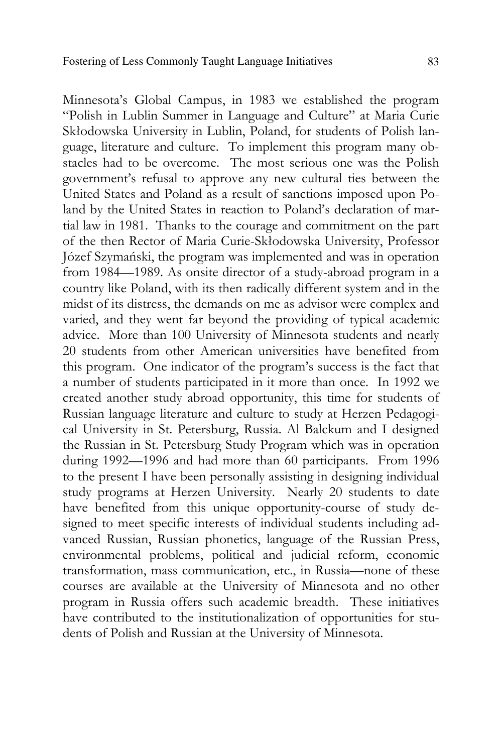Minnesota's Global Campus, in 1983 we established the program "Polish in Lublin Summer in Language and Culture" at Maria Curie Skłodowska University in Lublin, Poland, for students of Polish language, literature and culture. To implement this program many obstacles had to be overcome. The most serious one was the Polish government's refusal to approve any new cultural ties between the United States and Poland as a result of sanctions imposed upon Poland by the United States in reaction to Poland's declaration of martial law in 1981. Thanks to the courage and commitment on the part of the then Rector of Maria Curie-Skłodowska University, Professor Józef Szymański, the program was implemented and was in operation from 1984—1989. As onsite director of a study-abroad program in a country like Poland, with its then radically different system and in the midst of its distress, the demands on me as advisor were complex and varied, and they went far beyond the providing of typical academic advice. More than 100 University of Minnesota students and nearly 20 students from other American universities have benefited from this program. One indicator of the program's success is the fact that a number of students participated in it more than once. In 1992 we created another study abroad opportunity, this time for students of Russian language literature and culture to study at Herzen Pedagogical University in St. Petersburg, Russia. Al Balckum and I designed the Russian in St. Petersburg Study Program which was in operation during 1992—1996 and had more than 60 participants. From 1996 to the present I have been personally assisting in designing individual study programs at Herzen University. Nearly 20 students to date have benefited from this unique opportunity-course of study designed to meet specific interests of individual students including advanced Russian, Russian phonetics, language of the Russian Press, environmental problems, political and judicial reform, economic transformation, mass communication, etc., in Russia—none of these courses are available at the University of Minnesota and no other program in Russia offers such academic breadth. These initiatives have contributed to the institutionalization of opportunities for students of Polish and Russian at the University of Minnesota.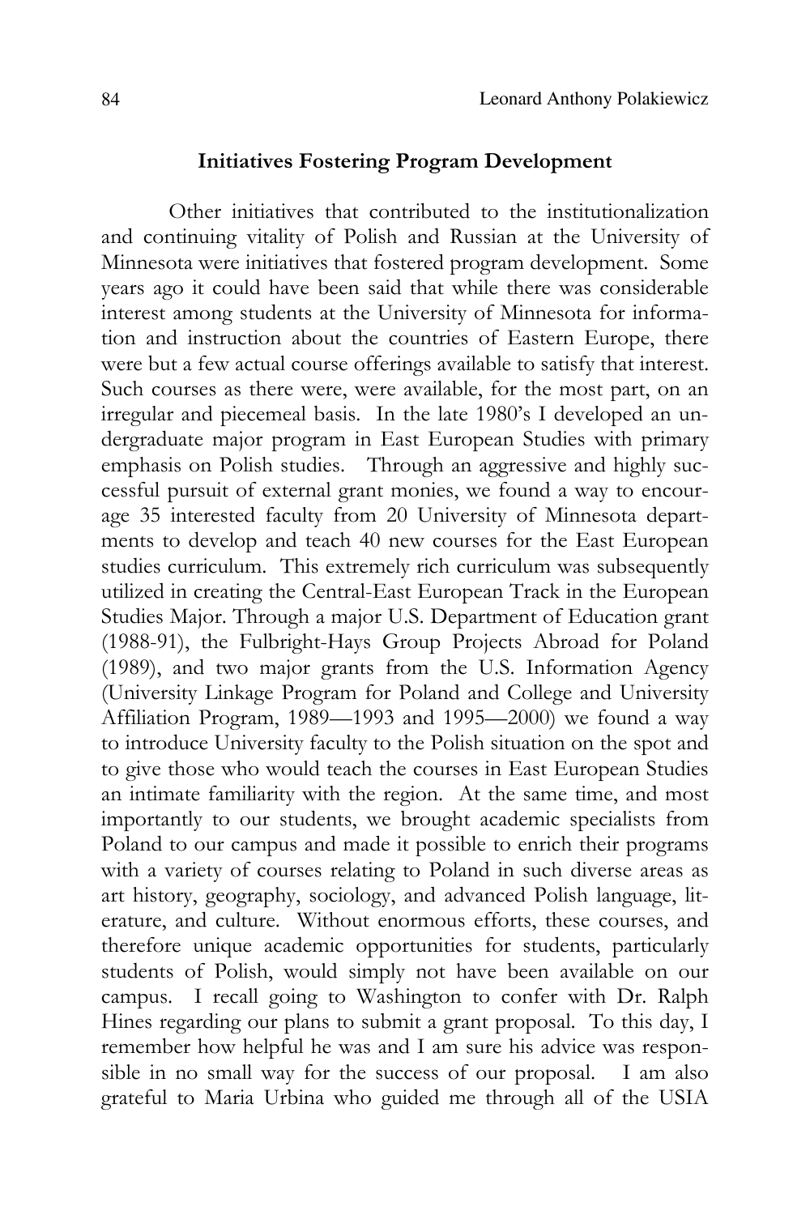## Initiatives Fostering Program Development

Other initiatives that contributed to the institutionalization and continuing vitality of Polish and Russian at the University of Minnesota were initiatives that fostered program development. Some years ago it could have been said that while there was considerable interest among students at the University of Minnesota for information and instruction about the countries of Eastern Europe, there were but a few actual course offerings available to satisfy that interest. Such courses as there were, were available, for the most part, on an irregular and piecemeal basis. In the late 1980's I developed an undergraduate major program in East European Studies with primary emphasis on Polish studies. Through an aggressive and highly successful pursuit of external grant monies, we found a way to encourage 35 interested faculty from 20 University of Minnesota departments to develop and teach 40 new courses for the East European studies curriculum. This extremely rich curriculum was subsequently utilized in creating the Central-East European Track in the European Studies Major. Through a major U.S. Department of Education grant (1988-91), the Fulbright-Hays Group Projects Abroad for Poland (1989), and two major grants from the U.S. Information Agency (University Linkage Program for Poland and College and University Affiliation Program, 1989—1993 and 1995—2000) we found a way to introduce University faculty to the Polish situation on the spot and to give those who would teach the courses in East European Studies an intimate familiarity with the region. At the same time, and most importantly to our students, we brought academic specialists from Poland to our campus and made it possible to enrich their programs with a variety of courses relating to Poland in such diverse areas as art history, geography, sociology, and advanced Polish language, literature, and culture. Without enormous efforts, these courses, and therefore unique academic opportunities for students, particularly students of Polish, would simply not have been available on our campus. I recall going to Washington to confer with Dr. Ralph Hines regarding our plans to submit a grant proposal. To this day, I remember how helpful he was and I am sure his advice was responsible in no small way for the success of our proposal. I am also grateful to Maria Urbina who guided me through all of the USIA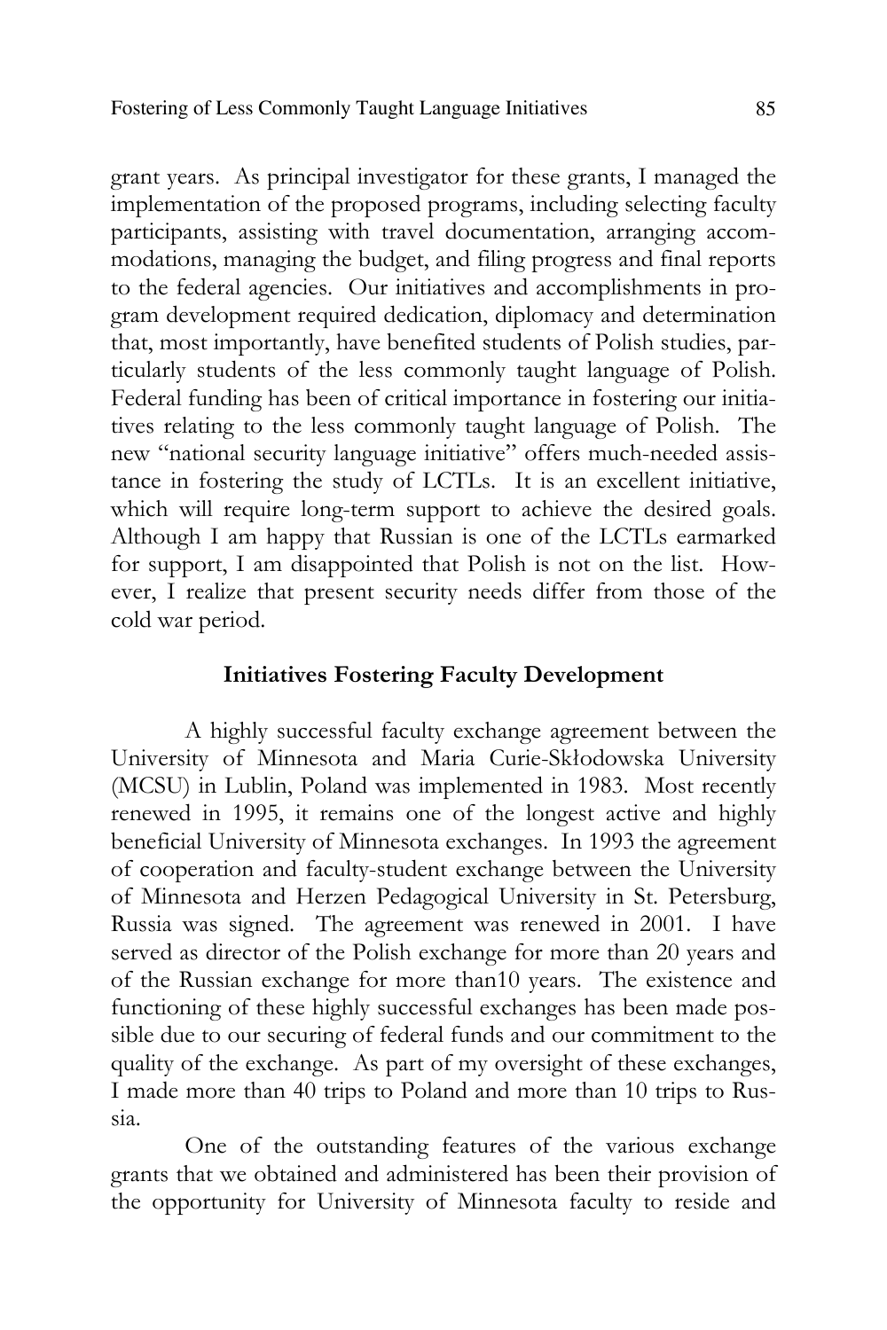grant years. As principal investigator for these grants, I managed the implementation of the proposed programs, including selecting faculty participants, assisting with travel documentation, arranging accommodations, managing the budget, and filing progress and final reports to the federal agencies. Our initiatives and accomplishments in program development required dedication, diplomacy and determination that, most importantly, have benefited students of Polish studies, particularly students of the less commonly taught language of Polish. Federal funding has been of critical importance in fostering our initiatives relating to the less commonly taught language of Polish. The new "national security language initiative" offers much-needed assistance in fostering the study of LCTLs. It is an excellent initiative, which will require long-term support to achieve the desired goals. Although I am happy that Russian is one of the LCTLs earmarked for support, I am disappointed that Polish is not on the list. However, I realize that present security needs differ from those of the cold war period.

### Initiatives Fostering Faculty Development

A highly successful faculty exchange agreement between the University of Minnesota and Maria Curie-Skłodowska University (MCSU) in Lublin, Poland was implemented in 1983. Most recently renewed in 1995, it remains one of the longest active and highly beneficial University of Minnesota exchanges. In 1993 the agreement of cooperation and faculty-student exchange between the University of Minnesota and Herzen Pedagogical University in St. Petersburg, Russia was signed. The agreement was renewed in 2001. I have served as director of the Polish exchange for more than 20 years and of the Russian exchange for more than10 years. The existence and functioning of these highly successful exchanges has been made possible due to our securing of federal funds and our commitment to the quality of the exchange. As part of my oversight of these exchanges, I made more than 40 trips to Poland and more than 10 trips to Russia.

One of the outstanding features of the various exchange grants that we obtained and administered has been their provision of the opportunity for University of Minnesota faculty to reside and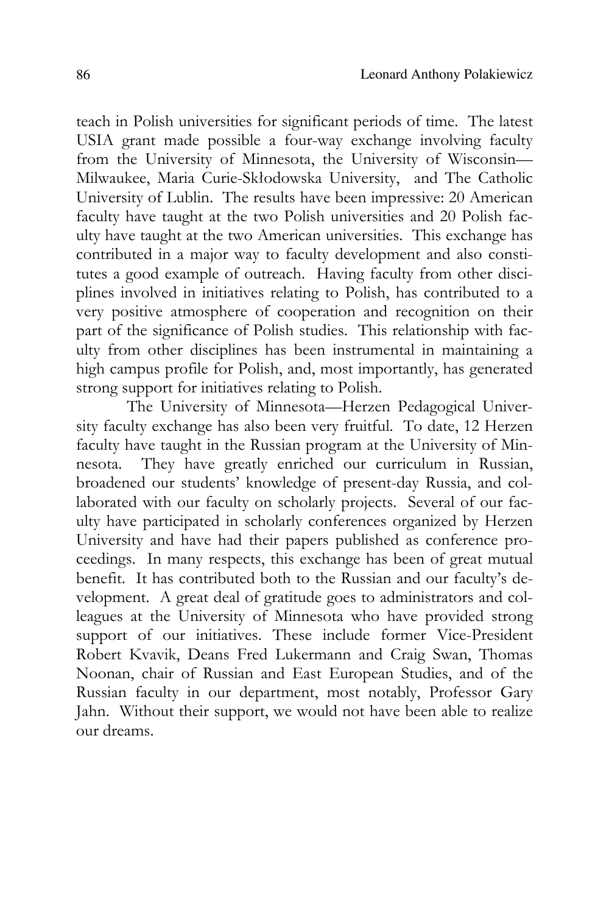teach in Polish universities for significant periods of time. The latest USIA grant made possible a four-way exchange involving faculty from the University of Minnesota, the University of Wisconsin—Milwaukee, Maria Curie-Skłodowska University, and The Catholic University of Lublin. The results have been impressive: 20 American faculty have taught at the two Polish universities and 20 Polish faculty have taught at the two American universities. This exchange has contributed in a major way to faculty development and also constitutes a good example of outreach. Having faculty from other disciplines involved in initiatives relating to Polish, has contributed to a very positive atmosphere of cooperation and recognition on their part of the significance of Polish studies. This relationship with faculty from other disciplines has been instrumental in maintaining a high campus profile for Polish, and, most importantly, has generated strong support for initiatives relating to Polish.

The University of Minnesota—Herzen Pedagogical University faculty exchange has also been very fruitful. To date, 12 Herzen faculty have taught in the Russian program at the University of Minnesota. They have greatly enriched our curriculum in Russian, broadened our students' knowledge of present-day Russia, and collaborated with our faculty on scholarly projects. Several of our faculty have participated in scholarly conferences organized by Herzen University and have had their papers published as conference proceedings. In many respects, this exchange has been of great mutual benefit. It has contributed both to the Russian and our faculty's development. A great deal of gratitude goes to administrators and colleagues at the University of Minnesota who have provided strong support of our initiatives. These include former Vice-President Robert Kvavik, Deans Fred Lukermann and Craig Swan, Thomas Noonan, chair of Russian and East European Studies, and of the Russian faculty in our department, most notably, Professor Gary Jahn. Without their support, we would not have been able to realize our dreams.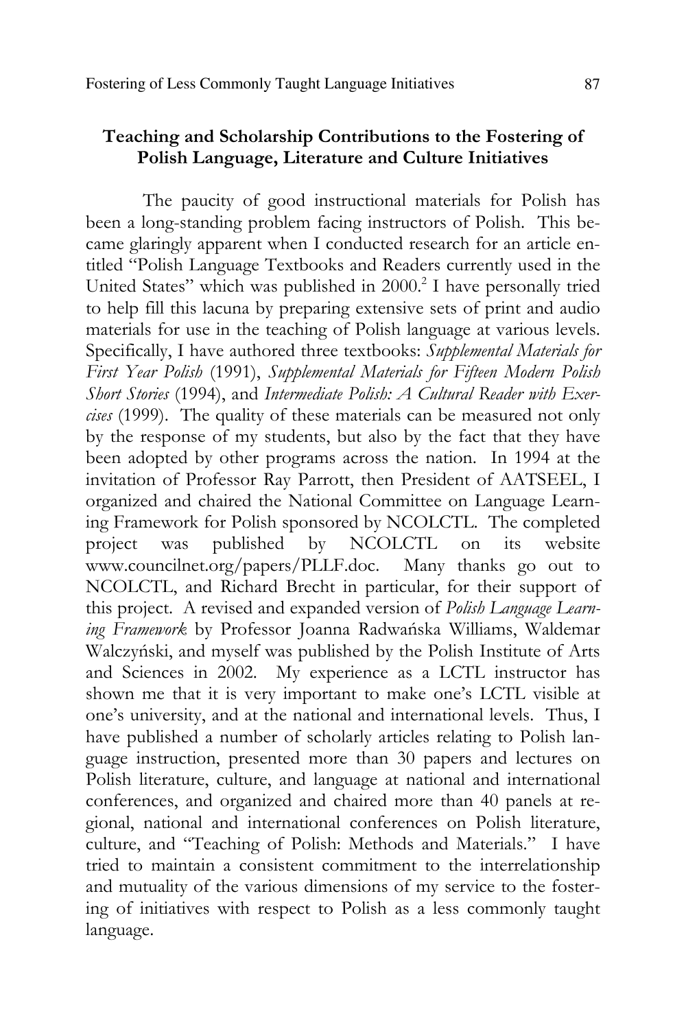## Teaching and Scholarship Contributions to the Fostering of Polish Language, Literature and Culture Initiatives

The paucity of good instructional materials for Polish has been a long-standing problem facing instructors of Polish. This became glaringly apparent when I conducted research for an article entitled "Polish Language Textbooks and Readers currently used in the United States" which was published in 2000.[2] I have personally tried to help fill this lacuna by preparing extensive sets of print and audio materials for use in the teaching of Polish language at various levels. Specifically, I have authored three textbooks: *Supplemental Materials for First Year Polish* (1991), *Supplemental Materials for Fifteen Modern Polish Short Stories* (1994), and *Intermediate Polish: A Cultural Reader with Exercises* (1999). The quality of these materials can be measured not only by the response of my students, but also by the fact that they have been adopted by other programs across the nation. In 1994 at the invitation of Professor Ray Parrott, then President of AATSEEL, I organized and chaired the National Committee on Language Learning Framework for Polish sponsored by NCOLCTL. The completed project was published by NCOLCTL on its website www.councilnet.org/papers/PLLF.doc. Many thanks go out to NCOLCTL, and Richard Brecht in particular, for their support of this project. A revised and expanded version of *Polish Language Learning Framework* by Professor Joanna Radwańska Williams, Waldemar Walczyński, and myself was published by the Polish Institute of Arts and Sciences in 2002. My experience as a LCTL instructor has shown me that it is very important to make one's LCTL visible at one's university, and at the national and international levels. Thus, I have published a number of scholarly articles relating to Polish language instruction, presented more than 30 papers and lectures on Polish literature, culture, and language at national and international conferences, and organized and chaired more than 40 panels at regional, national and international conferences on Polish literature, culture, and "Teaching of Polish: Methods and Materials." I have tried to maintain a consistent commitment to the interrelationship and mutuality of the various dimensions of my service to the fostering of initiatives with respect to Polish as a less commonly taught language.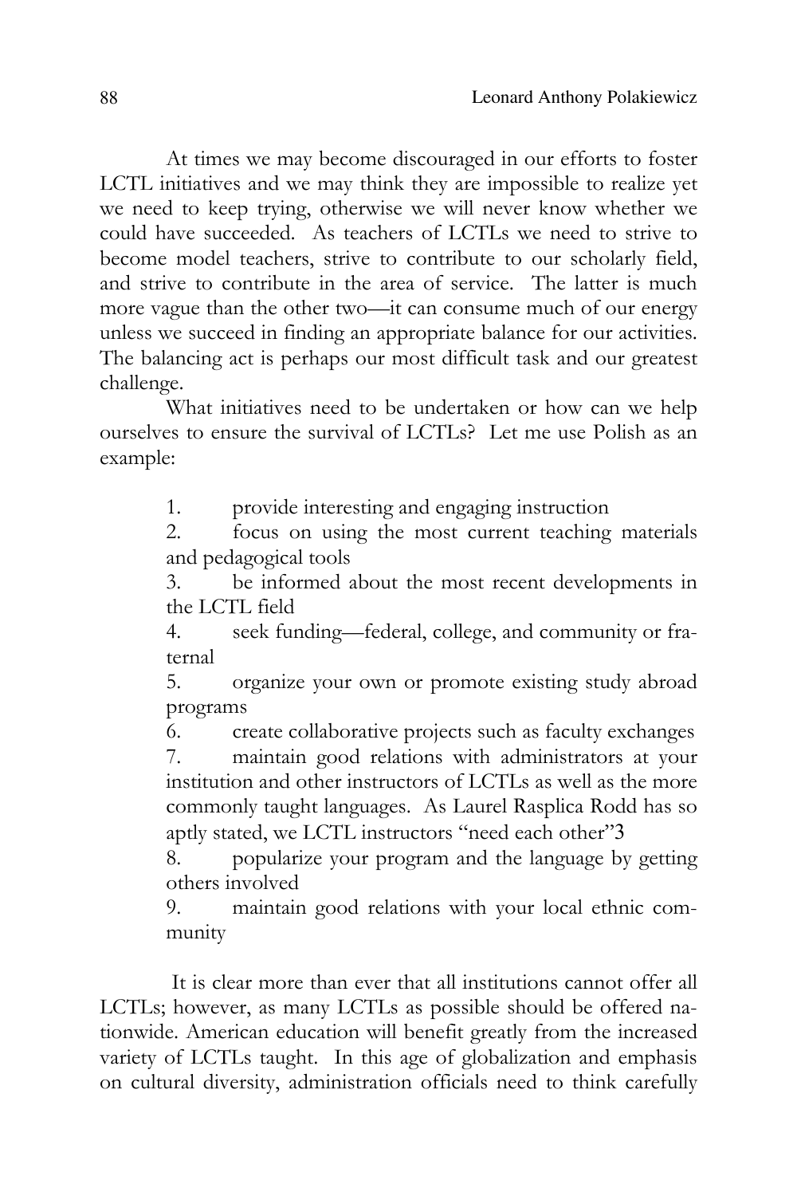At times we may become discouraged in our efforts to foster LCTL initiatives and we may think they are impossible to realize yet we need to keep trying, otherwise we will never know whether we could have succeeded. As teachers of LCTLs we need to strive to become model teachers, strive to contribute to our scholarly field, and strive to contribute in the area of service. The latter is much more vague than the other two—it can consume much of our energy unless we succeed in finding an appropriate balance for our activities. The balancing act is perhaps our most difficult task and our greatest challenge.

What initiatives need to be undertaken or how can we help ourselves to ensure the survival of LCTLs? Let me use Polish as an example:

1. provide interesting and engaging instruction
2. focus on using the most current teaching materials and pedagogical tools
3. be informed about the most recent developments in the LCTL field
4. seek funding—federal, college, and community or fraternal
5. organize your own or promote existing study abroad programs
6. create collaborative projects such as faculty exchanges
7. maintain good relations with administrators at your institution and other instructors of LCTLs as well as the more commonly taught languages. As Laurel Rasplica Rodd has so aptly stated, we LCTL instructors "need each other"[3]
8. popularize your program and the language by getting others involved
9. maintain good relations with your local ethnic community

It is clear more than ever that all institutions cannot offer all LCTLs; however, as many LCTLs as possible should be offered nationwide. American education will benefit greatly from the increased variety of LCTLs taught. In this age of globalization and emphasis on cultural diversity, administration officials need to think carefully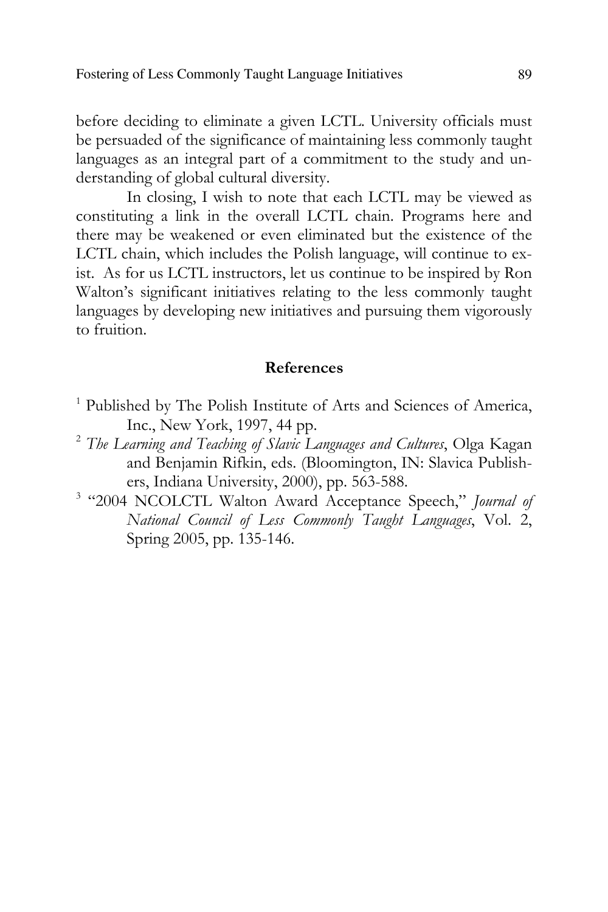before deciding to eliminate a given LCTL. University officials must be persuaded of the significance of maintaining less commonly taught languages as an integral part of a commitment to the study and understanding of global cultural diversity.

In closing, I wish to note that each LCTL may be viewed as constituting a link in the overall LCTL chain. Programs here and there may be weakened or even eliminated but the existence of the LCTL chain, which includes the Polish language, will continue to exist. As for us LCTL instructors, let us continue to be inspired by Ron Walton's significant initiatives relating to the less commonly taught languages by developing new initiatives and pursuing them vigorously to fruition.

## References

[1] Published by The Polish Institute of Arts and Sciences of America, Inc., New York, 1997, 44 pp.

[2] *The Learning and Teaching of Slavic Languages and Cultures*, Olga Kagan and Benjamin Rifkin, eds. (Bloomington, IN: Slavica Publishers, Indiana University, 2000), pp. 563-588.

[3] "2004 NCOLCTL Walton Award Acceptance Speech," *Journal of National Council of Less Commonly Taught Languages*, Vol. 2, Spring 2005, pp. 135-146.